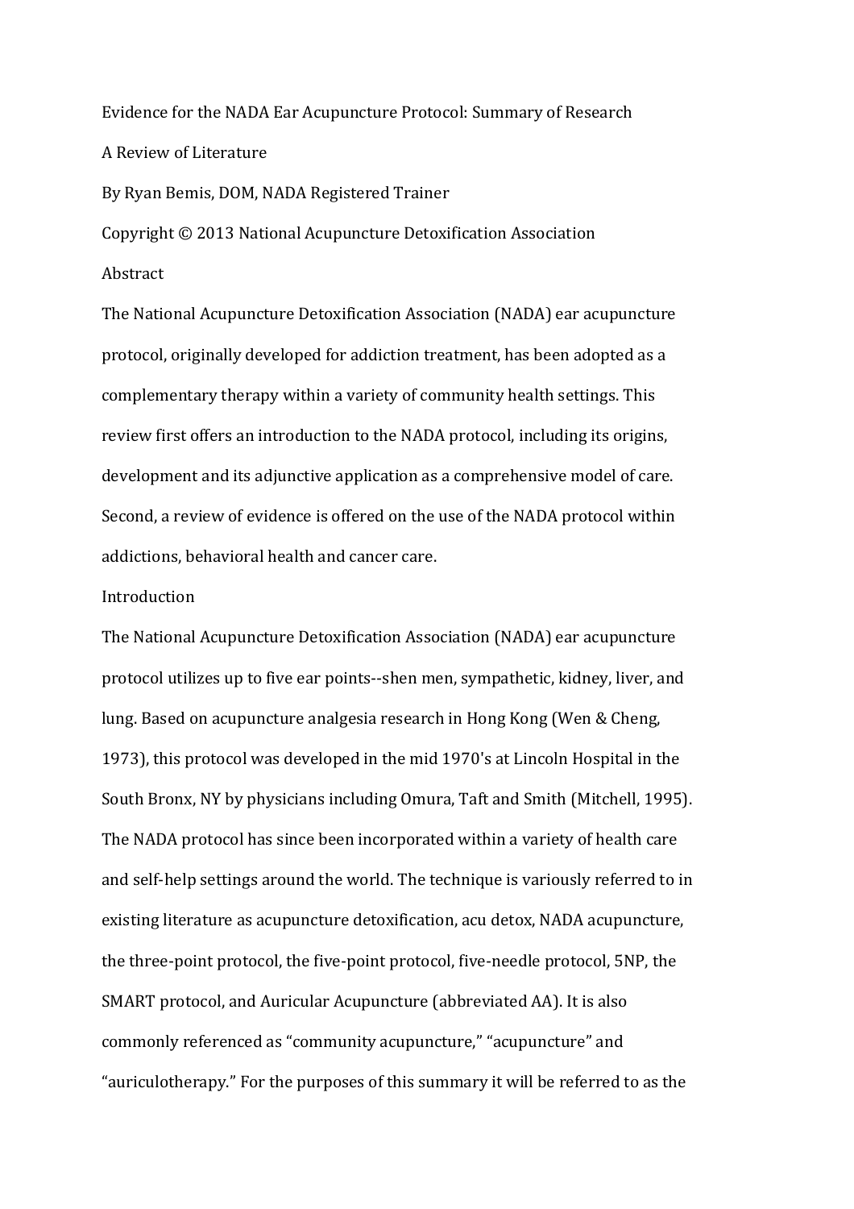# Evidence for the NADA Ear Acupuncture Protocol: Summary of Research

## A Review of Literature

By Ryan Bemis, DOM, NADA Registered Trainer

Copyright © 2013 National Acupuncture Detoxification Association

## Abstract

The National Acupuncture Detoxification Association (NADA) ear acupuncture protocol, originally developed for addiction treatment, has been adopted as a complementary therapy within a variety of community health settings. This review first offers an introduction to the NADA protocol, including its origins, development and its adjunctive application as a comprehensive model of care. Second, a review of evidence is offered on the use of the NADA protocol within addictions, behavioral health and cancer care.

## Introduction

The National Acupuncture Detoxification Association (NADA) ear acupuncture protocol utilizes up to five ear points--shen men, sympathetic, kidney, liver, and lung. Based on acupuncture analgesia research in Hong Kong (Wen & Cheng, 1973), this protocol was developed in the mid 1970's at Lincoln Hospital in the South Bronx, NY by physicians including Omura, Taft and Smith (Mitchell, 1995). The NADA protocol has since been incorporated within a variety of health care and self-help settings around the world. The technique is variously referred to in existing literature as acupuncture detoxification, acu detox, NADA acupuncture, the three-point protocol, the five-point protocol, five-needle protocol, 5NP, the SMART protocol, and Auricular Acupuncture (abbreviated AA). It is also commonly referenced as "community acupuncture," "acupuncture" and "auriculotherapy." For the purposes of this summary it will be referred to as the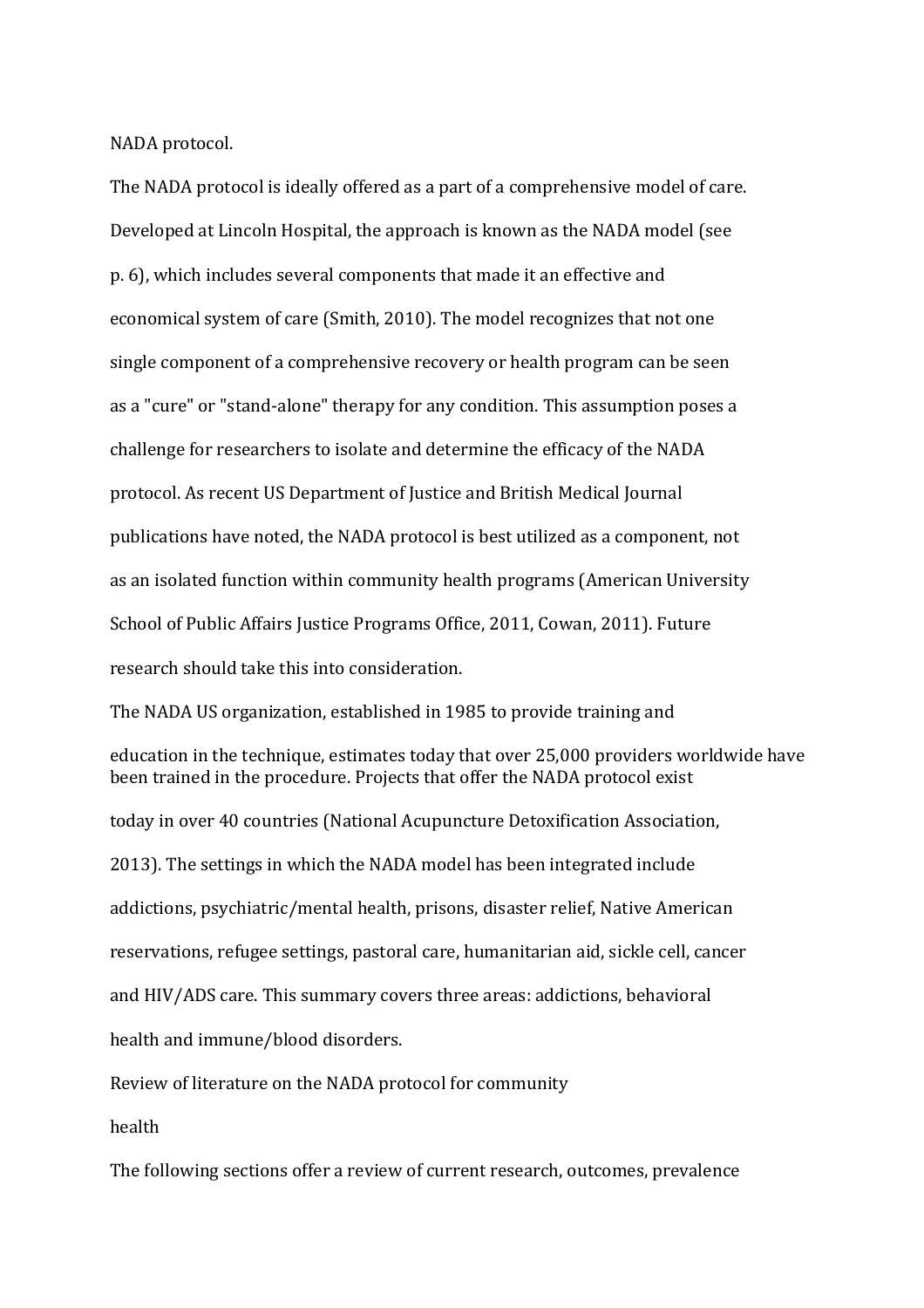NADA protocol.

The NADA protocol is ideally offered as a part of a comprehensive model of care. Developed at Lincoln Hospital, the approach is known as the NADA model (see p. 6), which includes several components that made it an effective and economical system of care (Smith, 2010). The model recognizes that not one single component of a comprehensive recovery or health program can be seen as a "cure" or "stand-alone" therapy for any condition. This assumption poses a challenge for researchers to isolate and determine the efficacy of the NADA protocol. As recent US Department of Justice and British Medical Journal publications have noted, the NADA protocol is best utilized as a component, not as an isolated function within community health programs (American University School of Public Affairs Justice Programs Office, 2011, Cowan, 2011). Future research should take this into consideration.

The NADA US organization, established in 1985 to provide training and education in the technique, estimates today that over 25,000 providers worldwide have been trained in the procedure. Projects that offer the NADA protocol exist today in over 40 countries (National Acupuncture Detoxification Association, 2013). The settings in which the NADA model has been integrated include addictions, psychiatric/mental health, prisons, disaster relief, Native American reservations, refugee settings, pastoral care, humanitarian aid, sickle cell, cancer and HIV/ADS care. This summary covers three areas: addictions, behavioral health and immune/blood disorders.

## Review of literature on the NADA protocol for community health

The following sections offer a review of current research, outcomes, prevalence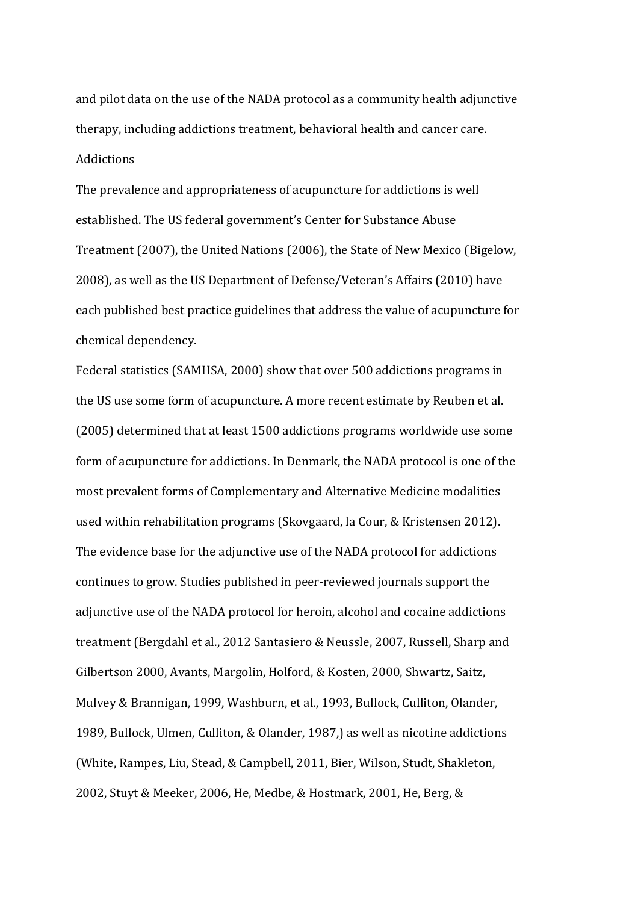and pilot data on the use of the NADA protocol as a community health adjunctive therapy, including addictions treatment, behavioral health and cancer care.

## Addictions

The prevalence and appropriateness of acupuncture for addictions is well established. The US federal government's Center for Substance Abuse Treatment (2007), the United Nations (2006), the State of New Mexico (Bigelow, 2008), as well as the US Department of Defense/Veteran's Affairs (2010) have each published best practice guidelines that address the value of acupuncture for chemical dependency.

Federal statistics (SAMHSA, 2000) show that over 500 addictions programs in the US use some form of acupuncture. A more recent estimate by Reuben et al. (2005) determined that at least 1500 addictions programs worldwide use some form of acupuncture for addictions. In Denmark, the NADA protocol is one of the most prevalent forms of Complementary and Alternative Medicine modalities used within rehabilitation programs (Skovgaard, la Cour, & Kristensen 2012).

The evidence base for the adjunctive use of the NADA protocol for addictions continues to grow. Studies published in peer-reviewed journals support the adjunctive use of the NADA protocol for heroin, alcohol and cocaine addictions treatment (Bergdahl et al., 2012 Santasiero & Neussle, 2007, Russell, Sharp and Gilbertson 2000, Avants, Margolin, Holford, & Kosten, 2000, Shwartz, Saitz, Mulvey & Brannigan, 1999, Washburn, et al., 1993, Bullock, Culliton, Olander, 1989, Bullock, Ulmen, Culliton, & Olander, 1987,) as well as nicotine addictions (White, Rampes, Liu, Stead, & Campbell, 2011, Bier, Wilson, Studt, Shakleton, 2002, Stuyt & Meeker, 2006, He, Medbe, & Hostmark, 2001, He, Berg, &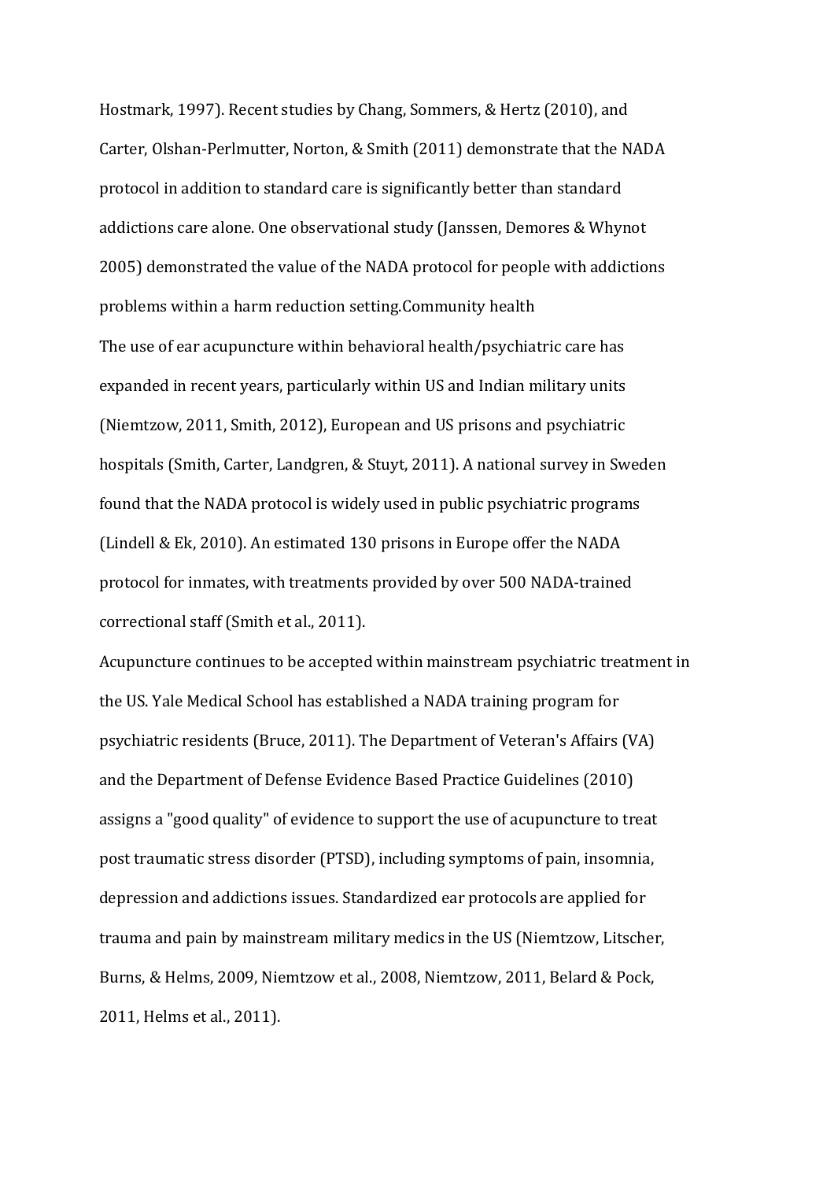Hostmark, 1997). Recent studies by Chang, Sommers, & Hertz (2010), and Carter, Olshan-Perlmutter, Norton, & Smith (2011) demonstrate that the NADA protocol in addition to standard care is significantly better than standard addictions care alone. One observational study (Janssen, Demores & Whynot 2005) demonstrated the value of the NADA protocol for people with addictions problems within a harm reduction setting.Community health

The use of ear acupuncture within behavioral health/psychiatric care has expanded in recent years, particularly within US and Indian military units (Niemtzow, 2011, Smith, 2012), European and US prisons and psychiatric hospitals (Smith, Carter, Landgren, & Stuyt, 2011). A national survey in Sweden found that the NADA protocol is widely used in public psychiatric programs (Lindell & Ek, 2010). An estimated 130 prisons in Europe offer the NADA protocol for inmates, with treatments provided by over 500 NADA-trained correctional staff (Smith et al., 2011).

Acupuncture continues to be accepted within mainstream psychiatric treatment in the US. Yale Medical School has established a NADA training program for psychiatric residents (Bruce, 2011). The Department of Veteran's Affairs (VA) and the Department of Defense Evidence Based Practice Guidelines (2010) assigns a "good quality" of evidence to support the use of acupuncture to treat post traumatic stress disorder (PTSD), including symptoms of pain, insomnia, depression and addictions issues. Standardized ear protocols are applied for trauma and pain by mainstream military medics in the US (Niemtzow, Litscher, Burns, & Helms, 2009, Niemtzow et al., 2008, Niemtzow, 2011, Belard & Pock, 2011, Helms et al., 2011).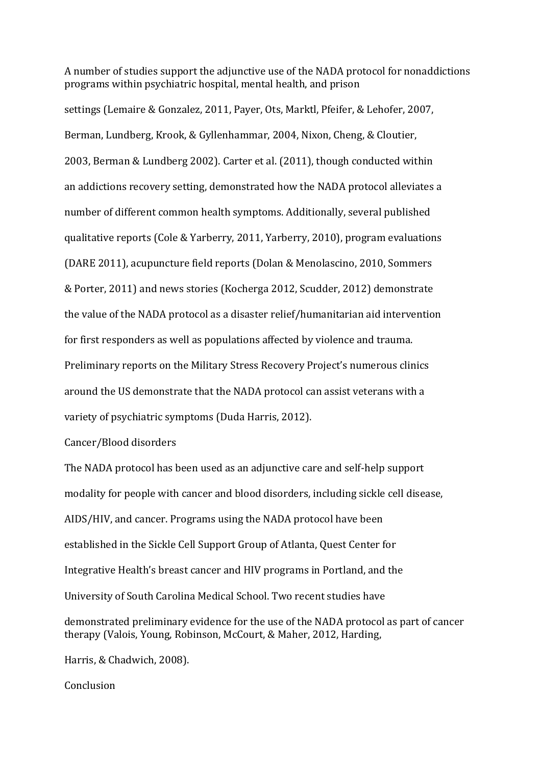A number of studies support the adjunctive use of the NADA protocol for nonaddictions programs within psychiatric hospital, mental health, and prison settings (Lemaire & Gonzalez, 2011, Payer, Ots, Marktl, Pfeifer, & Lehofer, 2007, Berman, Lundberg, Krook, & Gyllenhammar, 2004, Nixon, Cheng, & Cloutier, 2003, Berman & Lundberg 2002). Carter et al. (2011), though conducted within an addictions recovery setting, demonstrated how the NADA protocol alleviates a number of different common health symptoms. Additionally, several published qualitative reports (Cole & Yarberry, 2011, Yarberry, 2010), program evaluations (DARE 2011), acupuncture field reports (Dolan & Menolascino, 2010, Sommers & Porter, 2011) and news stories (Kocherga 2012, Scudder, 2012) demonstrate the value of the NADA protocol as a disaster relief/humanitarian aid intervention for first responders as well as populations affected by violence and trauma. Preliminary reports on the Military Stress Recovery Project's numerous clinics around the US demonstrate that the NADA protocol can assist veterans with a variety of psychiatric symptoms (Duda Harris, 2012).

## Cancer/Blood disorders

The NADA protocol has been used as an adjunctive care and self-help support modality for people with cancer and blood disorders, including sickle cell disease, AIDS/HIV, and cancer. Programs using the NADA protocol have been established in the Sickle Cell Support Group of Atlanta, Quest Center for Integrative Health's breast cancer and HIV programs in Portland, and the University of South Carolina Medical School. Two recent studies have demonstrated preliminary evidence for the use of the NADA protocol as part of cancer therapy (Valois, Young, Robinson, McCourt, & Maher, 2012, Harding, Harris, & Chadwich, 2008).

## Conclusion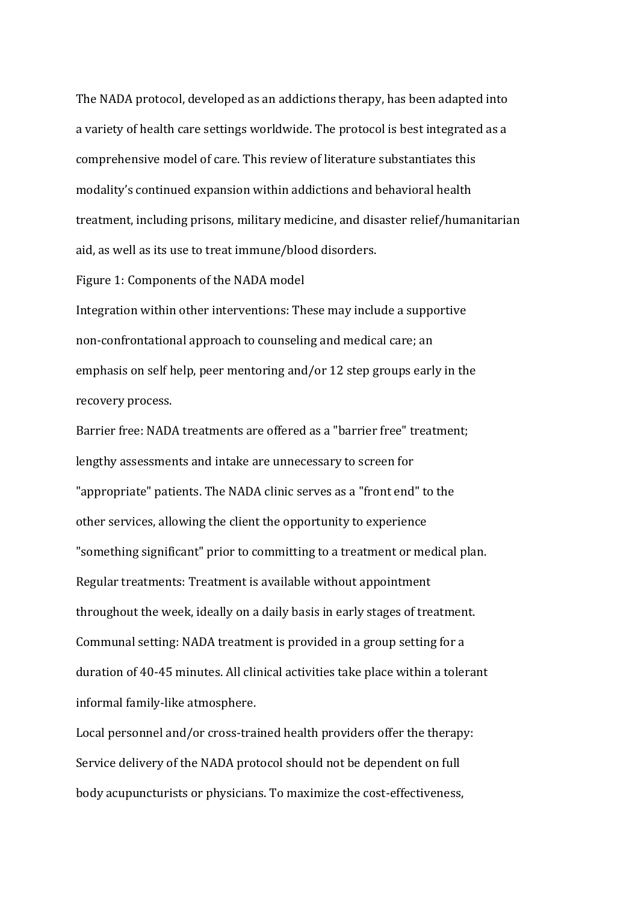The NADA protocol, developed as an addictions therapy, has been adapted into a variety of health care settings worldwide. The protocol is best integrated as a comprehensive model of care. This review of literature substantiates this modality's continued expansion within addictions and behavioral health treatment, including prisons, military medicine, and disaster relief/humanitarian aid, as well as its use to treat immune/blood disorders.

Figure 1: Components of the NADA model

Integration within other interventions: These may include a supportive non-confrontational approach to counseling and medical care; an emphasis on self help, peer mentoring and/or 12 step groups early in the recovery process.

Barrier free: NADA treatments are offered as a "barrier free" treatment; lengthy assessments and intake are unnecessary to screen for "appropriate" patients. The NADA clinic serves as a "front end" to the other services, allowing the client the opportunity to experience "something significant" prior to committing to a treatment or medical plan.

Regular treatments: Treatment is available without appointment throughout the week, ideally on a daily basis in early stages of treatment.

Communal setting: NADA treatment is provided in a group setting for a duration of 40-45 minutes. All clinical activities take place within a tolerant informal family-like atmosphere.

Local personnel and/or cross-trained health providers offer the therapy: Service delivery of the NADA protocol should not be dependent on full body acupuncturists or physicians. To maximize the cost-effectiveness,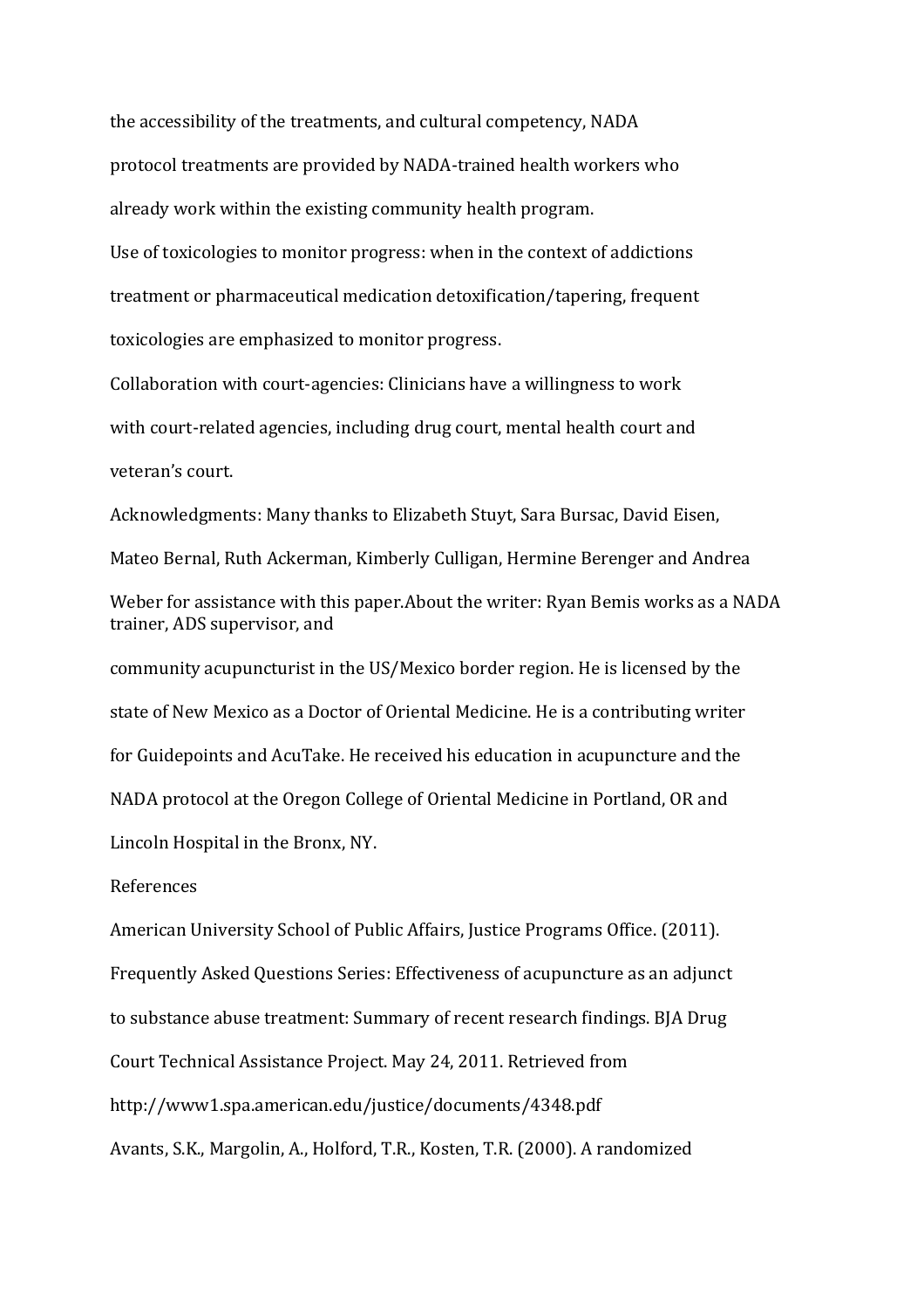the accessibility of the treatments, and cultural competency, NADA protocol treatments are provided by NADA-trained health workers who already work within the existing community health program.

Use of toxicologies to monitor progress: when in the context of addictions treatment or pharmaceutical medication detoxification/tapering, frequent toxicologies are emphasized to monitor progress.

Collaboration with court-agencies: Clinicians have a willingness to work with court-related agencies, including drug court, mental health court and veteran's court.

Acknowledgments: Many thanks to Elizabeth Stuyt, Sara Bursac, David Eisen, Mateo Bernal, Ruth Ackerman, Kimberly Culligan, Hermine Berenger and Andrea Weber for assistance with this paper.About the writer: Ryan Bemis works as a NADA trainer, ADS supervisor, and community acupuncturist in the US/Mexico border region. He is licensed by the state of New Mexico as a Doctor of Oriental Medicine. He is a contributing writer for Guidepoints and AcuTake. He received his education in acupuncture and the NADA protocol at the Oregon College of Oriental Medicine in Portland, OR and Lincoln Hospital in the Bronx, NY.

References

American University School of Public Affairs, Justice Programs Office. (2011). Frequently Asked Questions Series: Effectiveness of acupuncture as an adjunct to substance abuse treatment: Summary of recent research findings. BJA Drug Court Technical Assistance Project. May 24, 2011. Retrieved from http://www1.spa.american.edu/justice/documents/4348.pdf

Avants, S.K., Margolin, A., Holford, T.R., Kosten, T.R. (2000). A randomized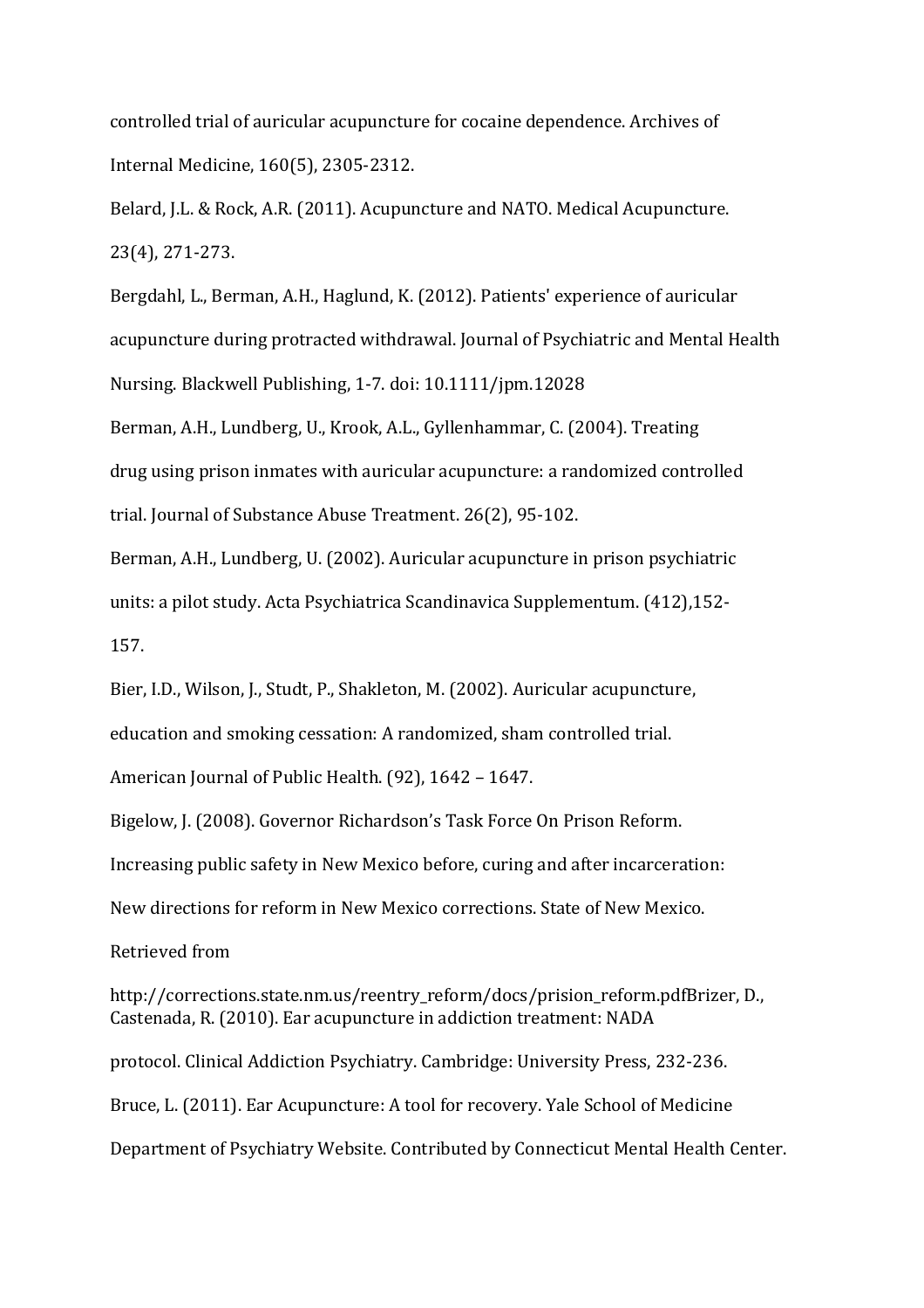controlled trial of auricular acupuncture for cocaine dependence. Archives of Internal Medicine, 160(5), 2305-2312.

Belard, J.L. & Rock, A.R. (2011). Acupuncture and NATO. Medical Acupuncture. 23(4), 271-273.

Bergdahl, L., Berman, A.H., Haglund, K. (2012). Patients' experience of auricular acupuncture during protracted withdrawal. Journal of Psychiatric and Mental Health Nursing. Blackwell Publishing, 1-7. doi: 10.1111/jpm.12028

Berman, A.H., Lundberg, U., Krook, A.L., Gyllenhammar, C. (2004). Treating drug using prison inmates with auricular acupuncture: a randomized controlled trial. Journal of Substance Abuse Treatment. 26(2), 95-102.

Berman, A.H., Lundberg, U. (2002). Auricular acupuncture in prison psychiatric units: a pilot study. Acta Psychiatrica Scandinavica Supplementum. (412),152-157.

Bier, I.D., Wilson, J., Studt, P., Shakleton, M. (2002). Auricular acupuncture, education and smoking cessation: A randomized, sham controlled trial. American Journal of Public Health. (92), 1642 – 1647.

Bigelow, J. (2008). Governor Richardson's Task Force On Prison Reform. Increasing public safety in New Mexico before, curing and after incarceration: New directions for reform in New Mexico corrections. State of New Mexico. Retrieved from

http://corrections.state.nm.us/reentry_reform/docs/prision_reform.pdfBrizer, D., Castenada, R. (2010). Ear acupuncture in addiction treatment: NADA protocol. Clinical Addiction Psychiatry. Cambridge: University Press, 232-236.

Bruce, L. (2011). Ear Acupuncture: A tool for recovery. Yale School of Medicine Department of Psychiatry Website. Contributed by Connecticut Mental Health Center.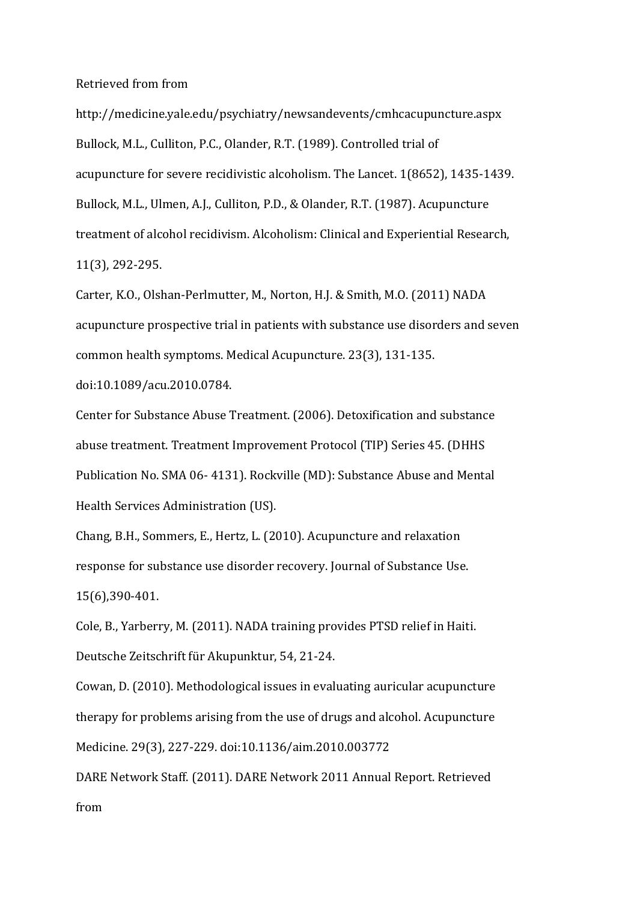Retrieved from from

http://medicine.yale.edu/psychiatry/newsandevents/cmhcacupuncture.aspx

Bullock, M.L., Culliton, P.C., Olander, R.T. (1989). Controlled trial of acupuncture for severe recidivistic alcoholism. The Lancet. 1(8652), 1435-1439.

Bullock, M.L., Ulmen, A.J., Culliton, P.D., & Olander, R.T. (1987). Acupuncture treatment of alcohol recidivism. Alcoholism: Clinical and Experiential Research, 11(3), 292-295.

Carter, K.O., Olshan-Perlmutter, M., Norton, H.J. & Smith, M.O. (2011) NADA acupuncture prospective trial in patients with substance use disorders and seven common health symptoms. Medical Acupuncture. 23(3), 131-135. doi:10.1089/acu.2010.0784.

Center for Substance Abuse Treatment. (2006). Detoxification and substance abuse treatment. Treatment Improvement Protocol (TIP) Series 45. (DHHS Publication No. SMA 06- 4131). Rockville (MD): Substance Abuse and Mental Health Services Administration (US).

Chang, B.H., Sommers, E., Hertz, L. (2010). Acupuncture and relaxation response for substance use disorder recovery. Journal of Substance Use. 15(6),390-401.

Cole, B., Yarberry, M. (2011). NADA training provides PTSD relief in Haiti. Deutsche Zeitschrift für Akupunktur, 54, 21-24.

Cowan, D. (2010). Methodological issues in evaluating auricular acupuncture therapy for problems arising from the use of drugs and alcohol. Acupuncture Medicine. 29(3), 227-229. doi:10.1136/aim.2010.003772

DARE Network Staff. (2011). DARE Network 2011 Annual Report. Retrieved from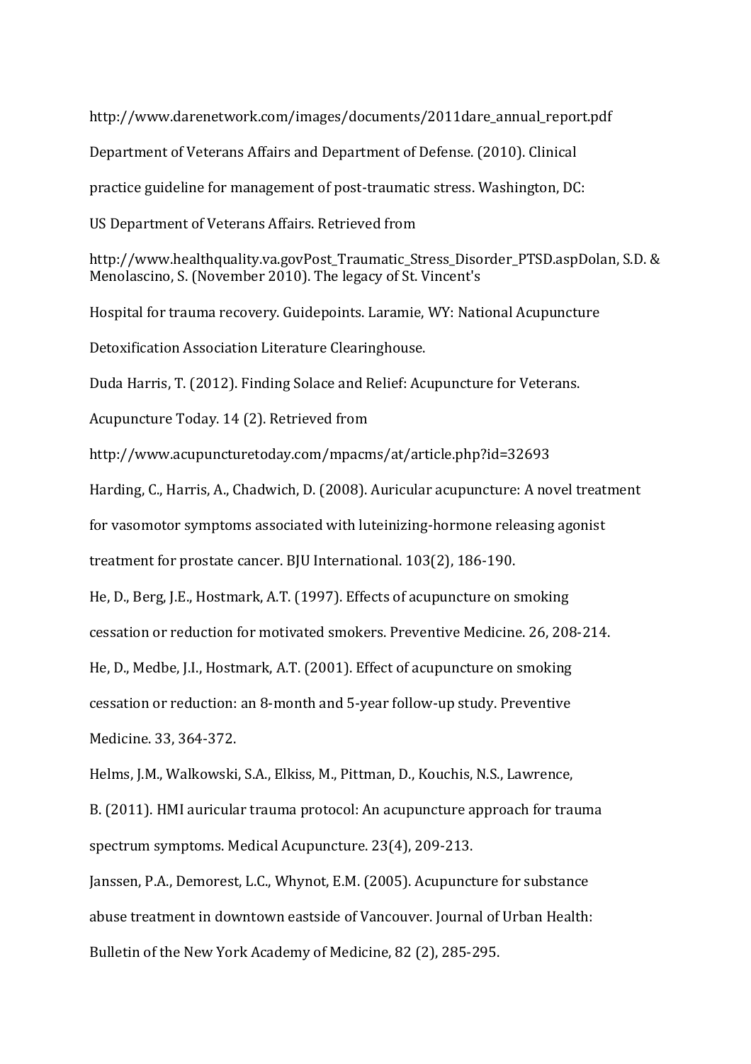http://www.darenetwork.com/images/documents/2011dare_annual_report.pdf

Department of Veterans Affairs and Department of Defense. (2010). Clinical practice guideline for management of post-traumatic stress. Washington, DC: US Department of Veterans Affairs. Retrieved from http://www.healthquality.va.govPost_Traumatic_Stress_Disorder_PTSD.aspDolan, S.D. & Menolascino, S. (November 2010). The legacy of St. Vincent's Hospital for trauma recovery. Guidepoints. Laramie, WY: National Acupuncture Detoxification Association Literature Clearinghouse.

Duda Harris, T. (2012). Finding Solace and Relief: Acupuncture for Veterans. Acupuncture Today. 14 (2). Retrieved from http://www.acupuncturetoday.com/mpacms/at/article.php?id=32693

Harding, C., Harris, A., Chadwich, D. (2008). Auricular acupuncture: A novel treatment for vasomotor symptoms associated with luteinizing-hormone releasing agonist treatment for prostate cancer. BJU International. 103(2), 186-190.

He, D., Berg, J.E., Hostmark, A.T. (1997). Effects of acupuncture on smoking cessation or reduction for motivated smokers. Preventive Medicine. 26, 208-214.

He, D., Medbe, J.I., Hostmark, A.T. (2001). Effect of acupuncture on smoking cessation or reduction: an 8-month and 5-year follow-up study. Preventive Medicine. 33, 364-372.

Helms, J.M., Walkowski, S.A., Elkiss, M., Pittman, D., Kouchis, N.S., Lawrence, B. (2011). HMI auricular trauma protocol: An acupuncture approach for trauma spectrum symptoms. Medical Acupuncture. 23(4), 209-213.

Janssen, P.A., Demorest, L.C., Whynot, E.M. (2005). Acupuncture for substance abuse treatment in downtown eastside of Vancouver. Journal of Urban Health: Bulletin of the New York Academy of Medicine, 82 (2), 285-295.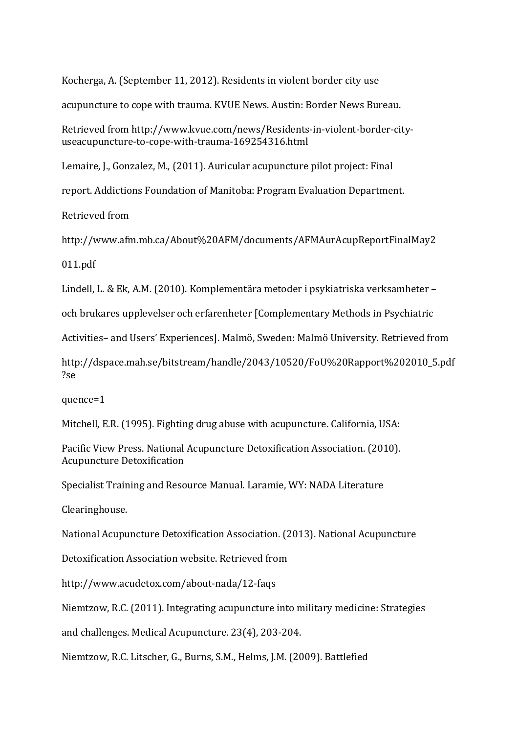Kocherga, A. (September 11, 2012). Residents in violent border city use acupuncture to cope with trauma. KVUE News. Austin: Border News Bureau. Retrieved from http://www.kvue.com/news/Residents-in-violent-border-city-useacupuncture-to-cope-with-trauma-169254316.html

Lemaire, J., Gonzalez, M., (2011). Auricular acupuncture pilot project: Final report. Addictions Foundation of Manitoba: Program Evaluation Department. Retrieved from http://www.afm.mb.ca/About%20AFM/documents/AFMAurAcupReportFinalMay2011.pdf

Lindell, L. & Ek, A.M. (2010). Komplementära metoder i psykiatriska verksamheter – och brukares upplevelser och erfarenheter [Complementary Methods in Psychiatric Activities– and Users' Experiences]. Malmö, Sweden: Malmö University. Retrieved from http://dspace.mah.se/bitstream/handle/2043/10520/FoU%20Rapport%202010_5.pdf?sequence=1

Mitchell, E.R. (1995). Fighting drug abuse with acupuncture. California, USA: Pacific View Press. National Acupuncture Detoxification Association. (2010). Acupuncture Detoxification Specialist Training and Resource Manual. Laramie, WY: NADA Literature Clearinghouse.

National Acupuncture Detoxification Association. (2013). National Acupuncture Detoxification Association website. Retrieved from http://www.acudetox.com/about-nada/12-faqs

Niemtzow, R.C. (2011). Integrating acupuncture into military medicine: Strategies and challenges. Medical Acupuncture. 23(4), 203-204.

Niemtzow, R.C. Litscher, G., Burns, S.M., Helms, J.M. (2009). Battlefied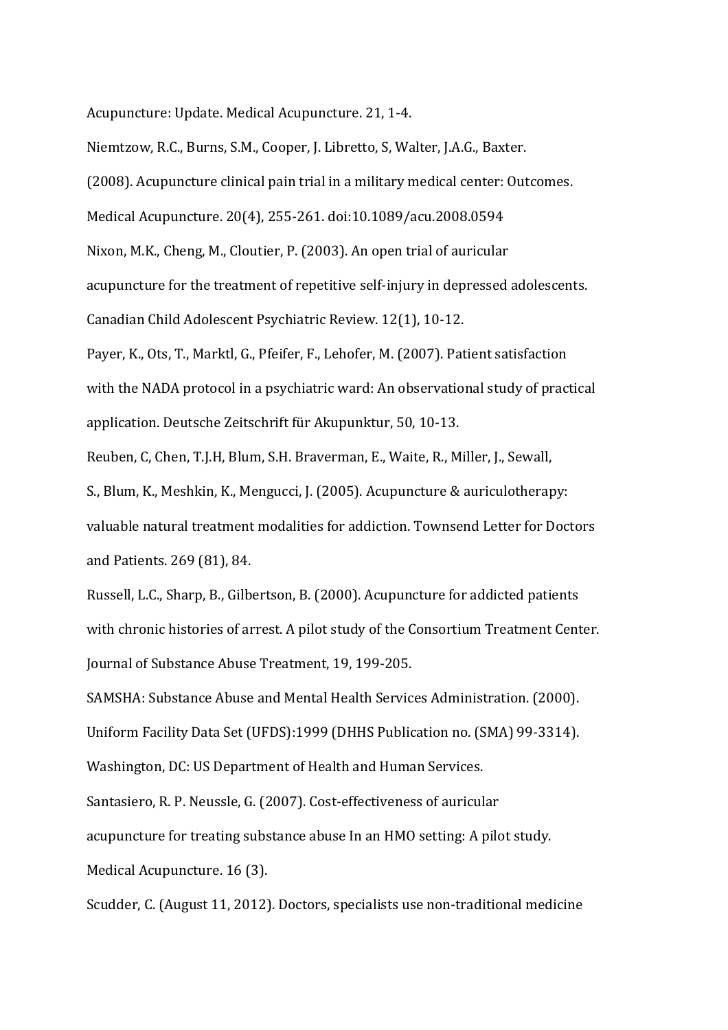Acupuncture: Update. Medical Acupuncture. 21, 1-4.

Niemtzow, R.C., Burns, S.M., Cooper, J. Libretto, S, Walter, J.A.G., Baxter. (2008). Acupuncture clinical pain trial in a military medical center: Outcomes. Medical Acupuncture. 20(4), 255-261. doi:10.1089/acu.2008.0594

Nixon, M.K., Cheng, M., Cloutier, P. (2003). An open trial of auricular acupuncture for the treatment of repetitive self-injury in depressed adolescents. Canadian Child Adolescent Psychiatric Review. 12(1), 10-12.

Payer, K., Ots, T., Marktl, G., Pfeifer, F., Lehofer, M. (2007). Patient satisfaction with the NADA protocol in a psychiatric ward: An observational study of practical application. Deutsche Zeitschrift für Akupunktur, 50, 10-13.

Reuben, C, Chen, T.J.H, Blum, S.H. Braverman, E., Waite, R., Miller, J., Sewall, S., Blum, K., Meshkin, K., Mengucci, J. (2005). Acupuncture & auriculotherapy: valuable natural treatment modalities for addiction. Townsend Letter for Doctors and Patients. 269 (81), 84.

Russell, L.C., Sharp, B., Gilbertson, B. (2000). Acupuncture for addicted patients with chronic histories of arrest. A pilot study of the Consortium Treatment Center. Journal of Substance Abuse Treatment, 19, 199-205.

SAMSHA: Substance Abuse and Mental Health Services Administration. (2000). Uniform Facility Data Set (UFDS):1999 (DHHS Publication no. (SMA) 99-3314). Washington, DC: US Department of Health and Human Services.

Santasiero, R. P. Neussle, G. (2007). Cost-effectiveness of auricular acupuncture for treating substance abuse In an HMO setting: A pilot study. Medical Acupuncture. 16 (3).

Scudder, C. (August 11, 2012). Doctors, specialists use non-traditional medicine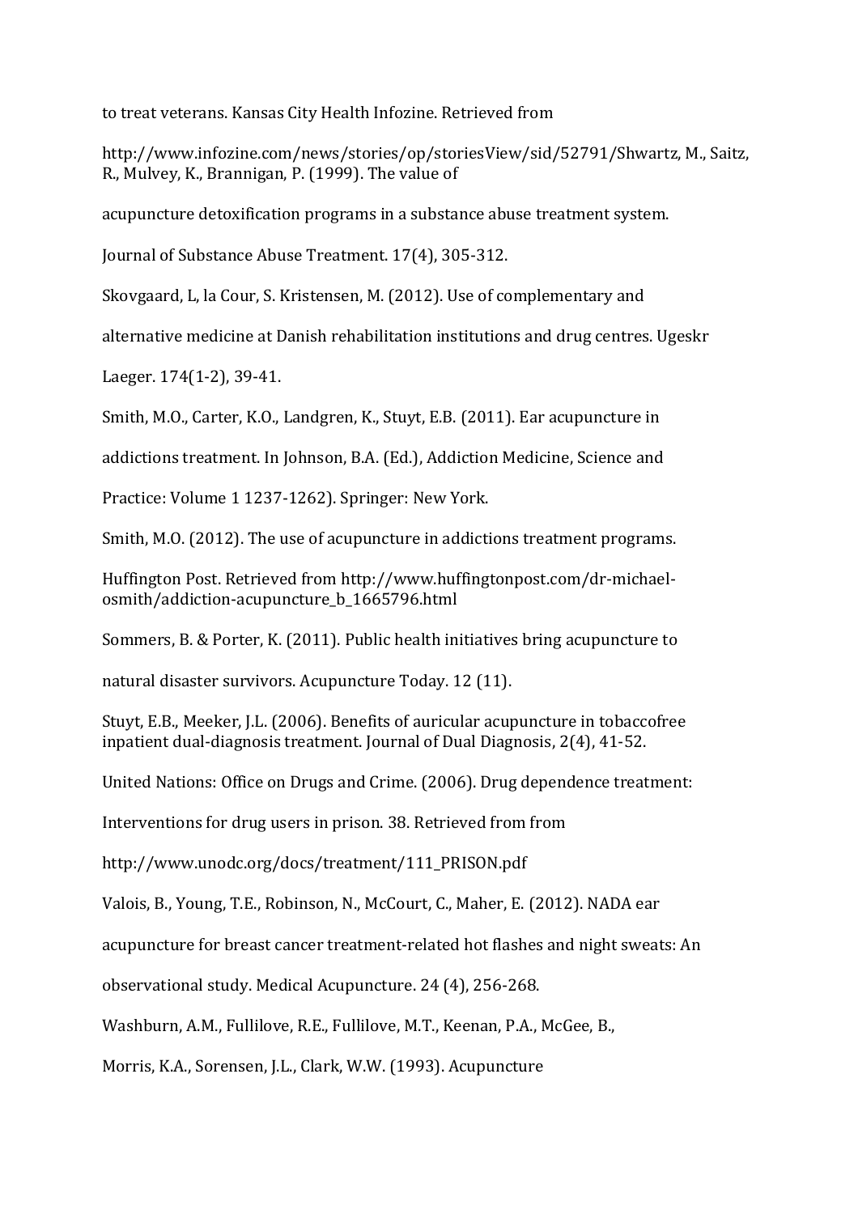to treat veterans. Kansas City Health Infozine. Retrieved from

http://www.infozine.com/news/stories/op/storiesView/sid/52791/Shwartz, M., Saitz, R., Mulvey, K., Brannigan, P. (1999). The value of

acupuncture detoxification programs in a substance abuse treatment system.

Journal of Substance Abuse Treatment. 17(4), 305-312.

Skovgaard, L, la Cour, S. Kristensen, M. (2012). Use of complementary and

alternative medicine at Danish rehabilitation institutions and drug centres. Ugeskr

Laeger. 174(1-2), 39-41.

Smith, M.O., Carter, K.O., Landgren, K., Stuyt, E.B. (2011). Ear acupuncture in

addictions treatment. In Johnson, B.A. (Ed.), Addiction Medicine, Science and

Practice: Volume 1 1237-1262). Springer: New York.

Smith, M.O. (2012). The use of acupuncture in addictions treatment programs.

Huffington Post. Retrieved from http://www.huffingtonpost.com/dr-michael-osmith/addiction-acupuncture_b_1665796.html

Sommers, B. & Porter, K. (2011). Public health initiatives bring acupuncture to

natural disaster survivors. Acupuncture Today. 12 (11).

Stuyt, E.B., Meeker, J.L. (2006). Benefits of auricular acupuncture in tobaccofree inpatient dual-diagnosis treatment. Journal of Dual Diagnosis, 2(4), 41-52.

United Nations: Office on Drugs and Crime. (2006). Drug dependence treatment:

Interventions for drug users in prison. 38. Retrieved from from

http://www.unodc.org/docs/treatment/111_PRISON.pdf

Valois, B., Young, T.E., Robinson, N., McCourt, C., Maher, E. (2012). NADA ear

acupuncture for breast cancer treatment-related hot flashes and night sweats: An

observational study. Medical Acupuncture. 24 (4), 256-268.

Washburn, A.M., Fullilove, R.E., Fullilove, M.T., Keenan, P.A., McGee, B.,

Morris, K.A., Sorensen, J.L., Clark, W.W. (1993). Acupuncture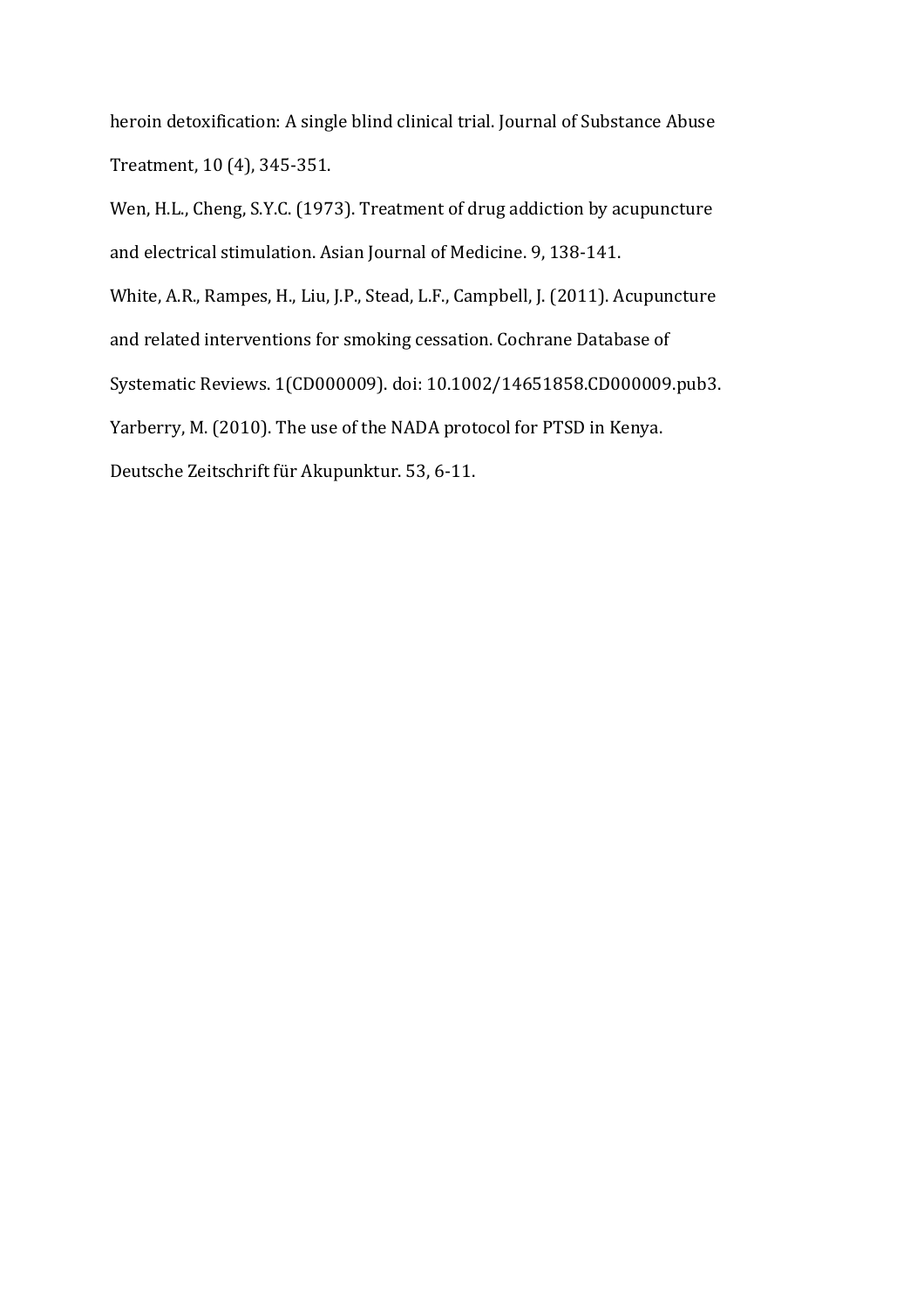heroin detoxification: A single blind clinical trial. Journal of Substance Abuse Treatment, 10 (4), 345-351.

Wen, H.L., Cheng, S.Y.C. (1973). Treatment of drug addiction by acupuncture and electrical stimulation. Asian Journal of Medicine. 9, 138-141.

White, A.R., Rampes, H., Liu, J.P., Stead, L.F., Campbell, J. (2011). Acupuncture and related interventions for smoking cessation. Cochrane Database of Systematic Reviews. 1(CD000009). doi: 10.1002/14651858.CD000009.pub3.

Yarberry, M. (2010). The use of the NADA protocol for PTSD in Kenya. Deutsche Zeitschrift für Akupunktur. 53, 6-11.